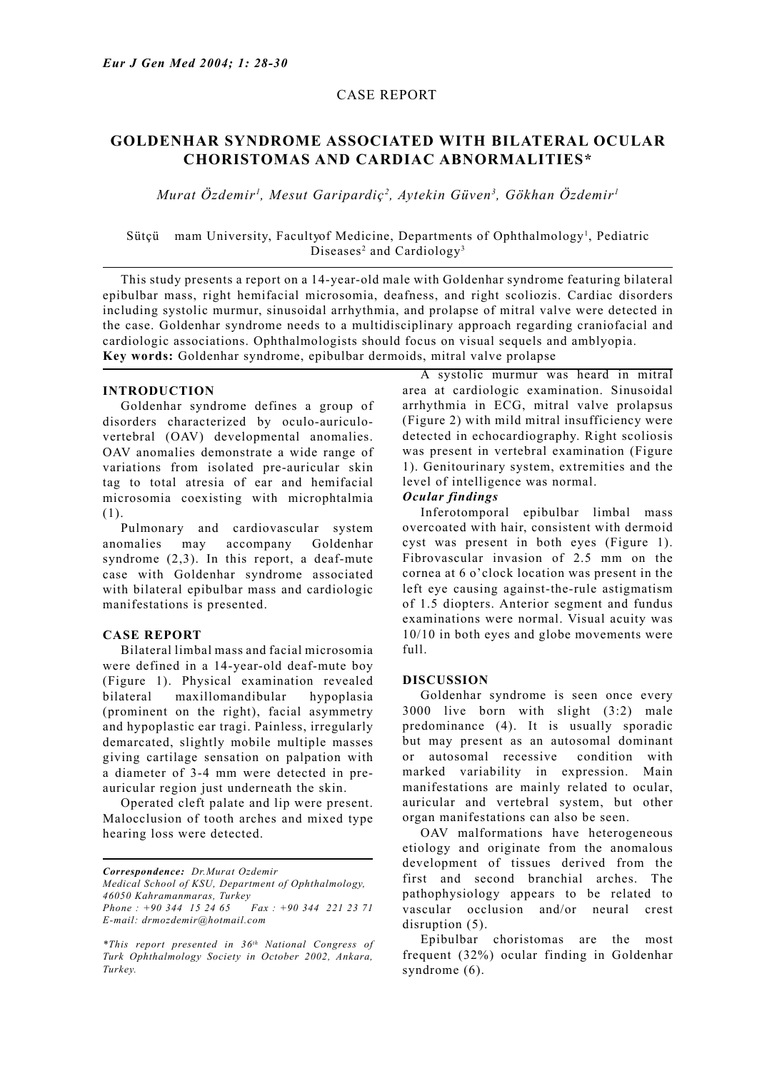CASE REPORT

# GOLDENHAR SYNDROME ASSOCIATED WITH BILATERAL OCULAR CHORISTOMAS AND CARDIAC ABNORMALITIES*

*Murat Özdemir[1], Mesut Garipardiç[2], Aytekin Güven[3], Gökhan Özdemir[1]*

Sütçü mam University, Facultyof Medicine, Departments of Ophthalmology[1], Pediatric Diseases[2] and Cardiology[3]

This study presents a report on a 14-year-old male with Goldenhar syndrome featuring bilateral epibulbar mass, right hemifacial microsomia, deafness, and right scoliozis. Cardiac disorders including systolic murmur, sinusoidal arrhythmia, and prolapse of mitral valve were detected in the case. Goldenhar syndrome needs to a multidisciplinary approach regarding craniofacial and cardiologic associations. Ophthalmologists should focus on visual sequels and amblyopia.

**Key words:** Goldenhar syndrome, epibulbar dermoids, mitral valve prolapse

## INTRODUCTION

Goldenhar syndrome defines a group of disorders characterized by oculo-auriculo-vertebral (OAV) developmental anomalies. OAV anomalies demonstrate a wide range of variations from isolated pre-auricular skin tag to total atresia of ear and hemifacial microsomia coexisting with microphtalmia (1).

Pulmonary and cardiovascular system anomalies may accompany Goldenhar syndrome (2,3). In this report, a deaf-mute case with Goldenhar syndrome associated with bilateral epibulbar mass and cardiologic manifestations is presented.

## CASE REPORT

Bilateral limbal mass and facial microsomia were defined in a 14-year-old deaf-mute boy (Figure 1). Physical examination revealed bilateral maxillomandibular hypoplasia (prominent on the right), facial asymmetry and hypoplastic ear tragi. Painless, irregularly demarcated, slightly mobile multiple masses giving cartilage sensation on palpation with a diameter of 3-4 mm were detected in pre-auricular region just underneath the skin.

Operated cleft palate and lip were present. Malocclusion of tooth arches and mixed type hearing loss were detected.

A systolic murmur was heard in mitral area at cardiologic examination. Sinusoidal arrhythmia in ECG, mitral valve prolapsus (Figure 2) with mild mitral insufficiency were detected in echocardiography. Right scoliosis was present in vertebral examination (Figure 1). Genitourinary system, extremities and the level of intelligence was normal.

### *Ocular findings*

Inferotomporal epibulbar limbal mass overcoated with hair, consistent with dermoid cyst was present in both eyes (Figure 1). Fibrovascular invasion of 2.5 mm on the cornea at 6 o'clock location was present in the left eye causing against-the-rule astigmatism of 1.5 diopters. Anterior segment and fundus examinations were normal. Visual acuity was 10/10 in both eyes and globe movements were full.

## DISCUSSION

Goldenhar syndrome is seen once every 3000 live born with slight (3:2) male predominance (4). It is usually sporadic but may present as an autosomal dominant or autosomal recessive condition with marked variability in expression. Main manifestations are mainly related to ocular, auricular and vertebral system, but other organ manifestations can also be seen.

OAV malformations have heterogeneous etiology and originate from the anomalous development of tissues derived from the first and second branchial arches. The pathophysiology appears to be related to vascular occlusion and/or neural crest disruption (5).

Epibulbar choristomas are the most frequent (32%) ocular finding in Goldenhar syndrome (6).

---

***Correspondence:*** *Dr.Murat Ozdemir*
*Medical School of KSU, Department of Ophthalmology, 46050 Kahramanmaras, Turkey*
*Phone : +90 344 15 24 65 Fax : +90 344 221 23 71*
*E-mail: drmozdemir@hotmail.com*

*\*This report presented in 36th National Congress of Turk Ophthalmology Society in October 2002, Ankara, Turkey.*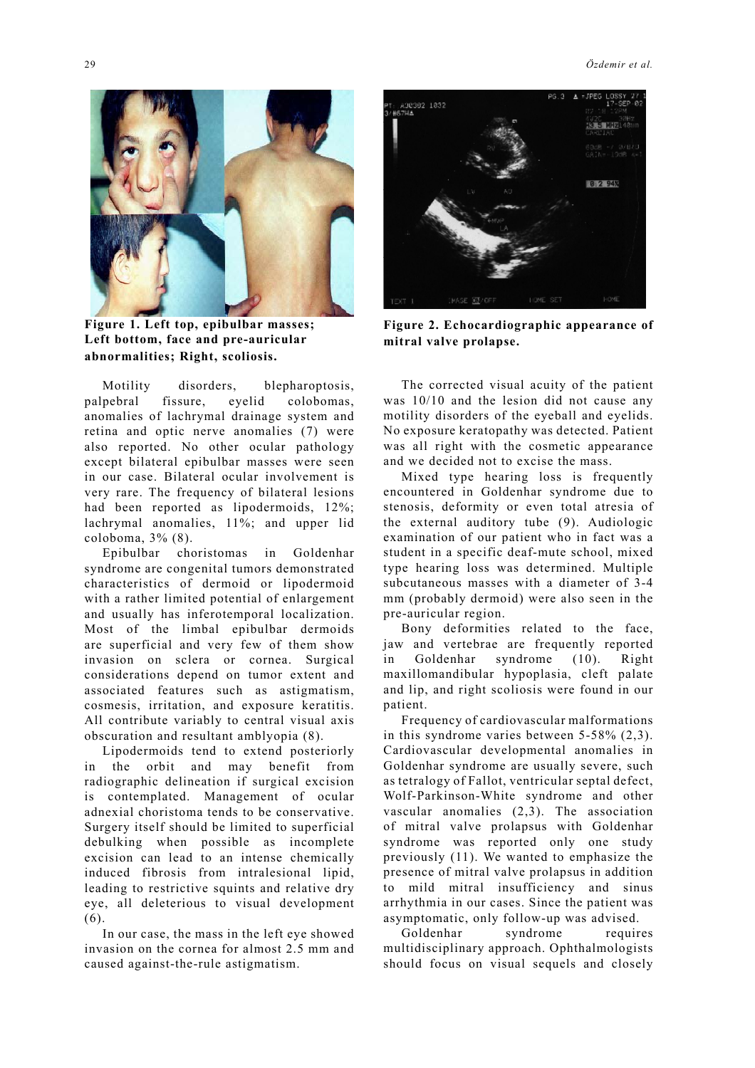**Figure 1. Left top, epibulbar masses; Left bottom, face and pre-auricular abnormalities; Right, scoliosis.**

**Figure 2. Echocardiographic appearance of mitral valve prolapse.**

Motility disorders, blepharoptosis, palpebral fissure, eyelid colobomas, anomalies of lachrymal drainage system and retina and optic nerve anomalies (7) were also reported. No other ocular pathology except bilateral epibulbar masses were seen in our case. Bilateral ocular involvement is very rare. The frequency of bilateral lesions had been reported as lipodermoids, 12%; lachrymal anomalies, 11%; and upper lid coloboma, 3% (8).

Epibulbar choristomas in Goldenhar syndrome are congenital tumors demonstrated characteristics of dermoid or lipodermoid with a rather limited potential of enlargement and usually has inferotemporal localization. Most of the limbal epibulbar dermoids are superficial and very few of them show invasion on sclera or cornea. Surgical considerations depend on tumor extent and associated features such as astigmatism, cosmesis, irritation, and exposure keratitis. All contribute variably to central visual axis obscuration and resultant amblyopia (8).

Lipodermoids tend to extend posteriorly in the orbit and may benefit from radiographic delineation if surgical excision is contemplated. Management of ocular adnexial choristoma tends to be conservative. Surgery itself should be limited to superficial debulking when possible as incomplete excision can lead to an intense chemically induced fibrosis from intralesional lipid, leading to restrictive squints and relative dry eye, all deleterious to visual development (6).

In our case, the mass in the left eye showed invasion on the cornea for almost 2.5 mm and caused against-the-rule astigmatism.

The corrected visual acuity of the patient was 10/10 and the lesion did not cause any motility disorders of the eyeball and eyelids. No exposure keratopathy was detected. Patient was all right with the cosmetic appearance and we decided not to excise the mass.

Mixed type hearing loss is frequently encountered in Goldenhar syndrome due to stenosis, deformity or even total atresia of the external auditory tube (9). Audiologic examination of our patient who in fact was a student in a specific deaf-mute school, mixed type hearing loss was determined. Multiple subcutaneous masses with a diameter of 3-4 mm (probably dermoid) were also seen in the pre-auricular region.

Bony deformities related to the face, jaw and vertebrae are frequently reported in Goldenhar syndrome (10). Right maxillomandibular hypoplasia, cleft palate and lip, and right scoliosis were found in our patient.

Frequency of cardiovascular malformations in this syndrome varies between 5-58% (2,3). Cardiovascular developmental anomalies in Goldenhar syndrome are usually severe, such as tetralogy of Fallot, ventricular septal defect, Wolf-Parkinson-White syndrome and other vascular anomalies (2,3). The association of mitral valve prolapsus with Goldenhar syndrome was reported only one study previously (11). We wanted to emphasize the presence of mitral valve prolapsus in addition to mild mitral insufficiency and sinus arrhythmia in our cases. Since the patient was asymptomatic, only follow-up was advised.

Goldenhar syndrome requires multidisciplinary approach. Ophthalmologists should focus on visual sequels and closely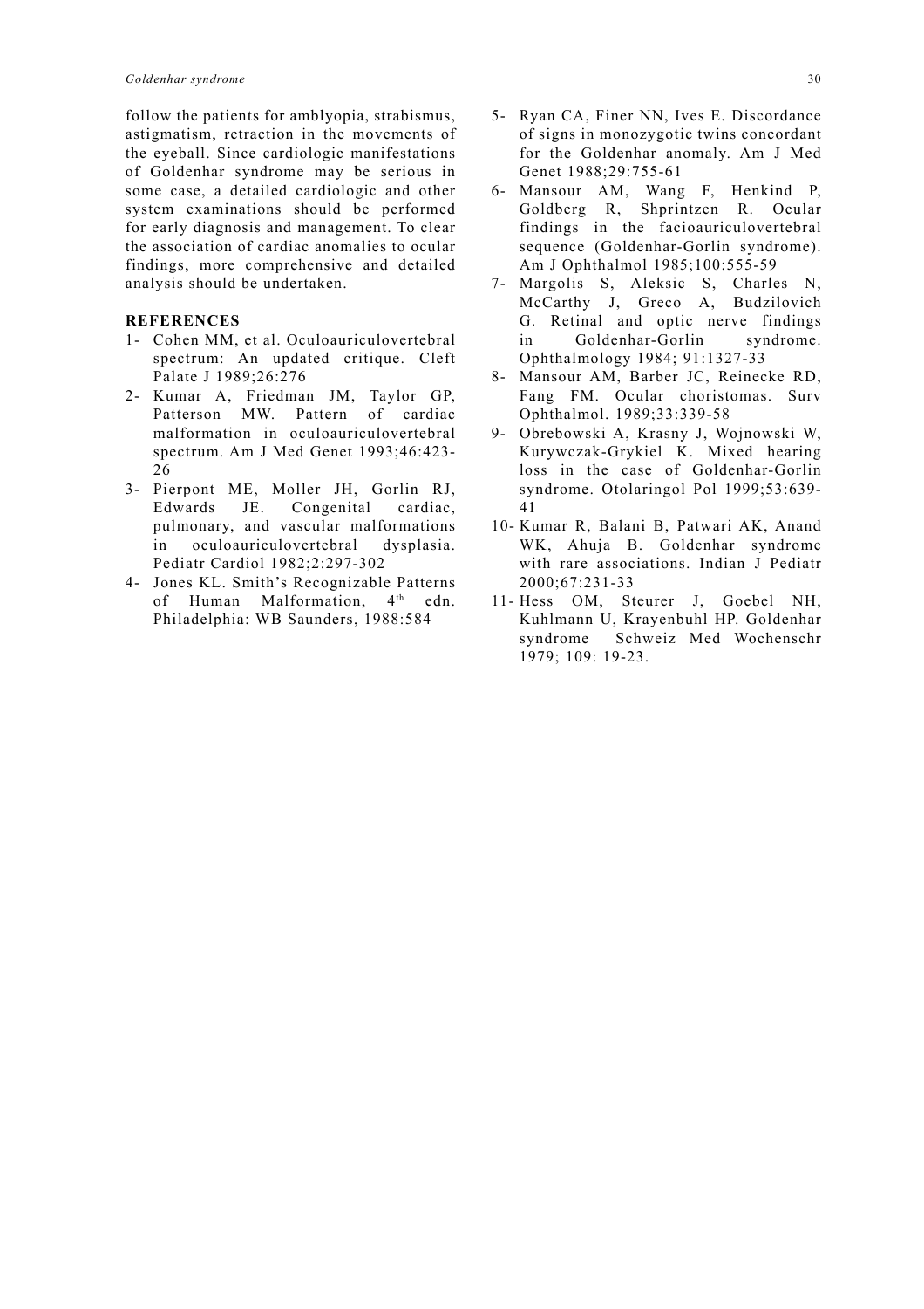follow the patients for amblyopia, strabismus, astigmatism, retraction in the movements of the eyeball. Since cardiologic manifestations of Goldenhar syndrome may be serious in some case, a detailed cardiologic and other system examinations should be performed for early diagnosis and management. To clear the association of cardiac anomalies to ocular findings, more comprehensive and detailed analysis should be undertaken.

## REFERENCES

1- Cohen MM, et al. Oculoauriculovertebral spectrum: An updated critique. Cleft Palate J 1989;26:276

2- Kumar A, Friedman JM, Taylor GP, Patterson MW. Pattern of cardiac malformation in oculoauriculovertebral spectrum. Am J Med Genet 1993;46:423-26

3- Pierpont ME, Moller JH, Gorlin RJ, Edwards JE. Congenital cardiac, pulmonary, and vascular malformations in oculoauriculovertebral dysplasia. Pediatr Cardiol 1982;2:297-302

4- Jones KL. Smith's Recognizable Patterns of Human Malformation, 4th edn. Philadelphia: WB Saunders, 1988:584

5- Ryan CA, Finer NN, Ives E. Discordance of signs in monozygotic twins concordant for the Goldenhar anomaly. Am J Med Genet 1988;29:755-61

6- Mansour AM, Wang F, Henkind P, Goldberg R, Shprintzen R. Ocular findings in the facioauriculovertebral sequence (Goldenhar-Gorlin syndrome). Am J Ophthalmol 1985;100:555-59

7- Margolis S, Aleksic S, Charles N, McCarthy J, Greco A, Budzilovich G. Retinal and optic nerve findings in Goldenhar-Gorlin syndrome. Ophthalmology 1984; 91:1327-33

8- Mansour AM, Barber JC, Reinecke RD, Fang FM. Ocular choristomas. Surv Ophthalmol. 1989;33:339-58

9- Obrebowski A, Krasny J, Wojnowski W, Kurywczak-Grykiel K. Mixed hearing loss in the case of Goldenhar-Gorlin syndrome. Otolaringol Pol 1999;53:639-41

10- Kumar R, Balani B, Patwari AK, Anand WK, Ahuja B. Goldenhar syndrome with rare associations. Indian J Pediatr 2000;67:231-33

11- Hess OM, Steurer J, Goebel NH, Kuhlmann U, Krayenbuhl HP. Goldenhar syndrome Schweiz Med Wochenschr 1979; 109: 19-23.